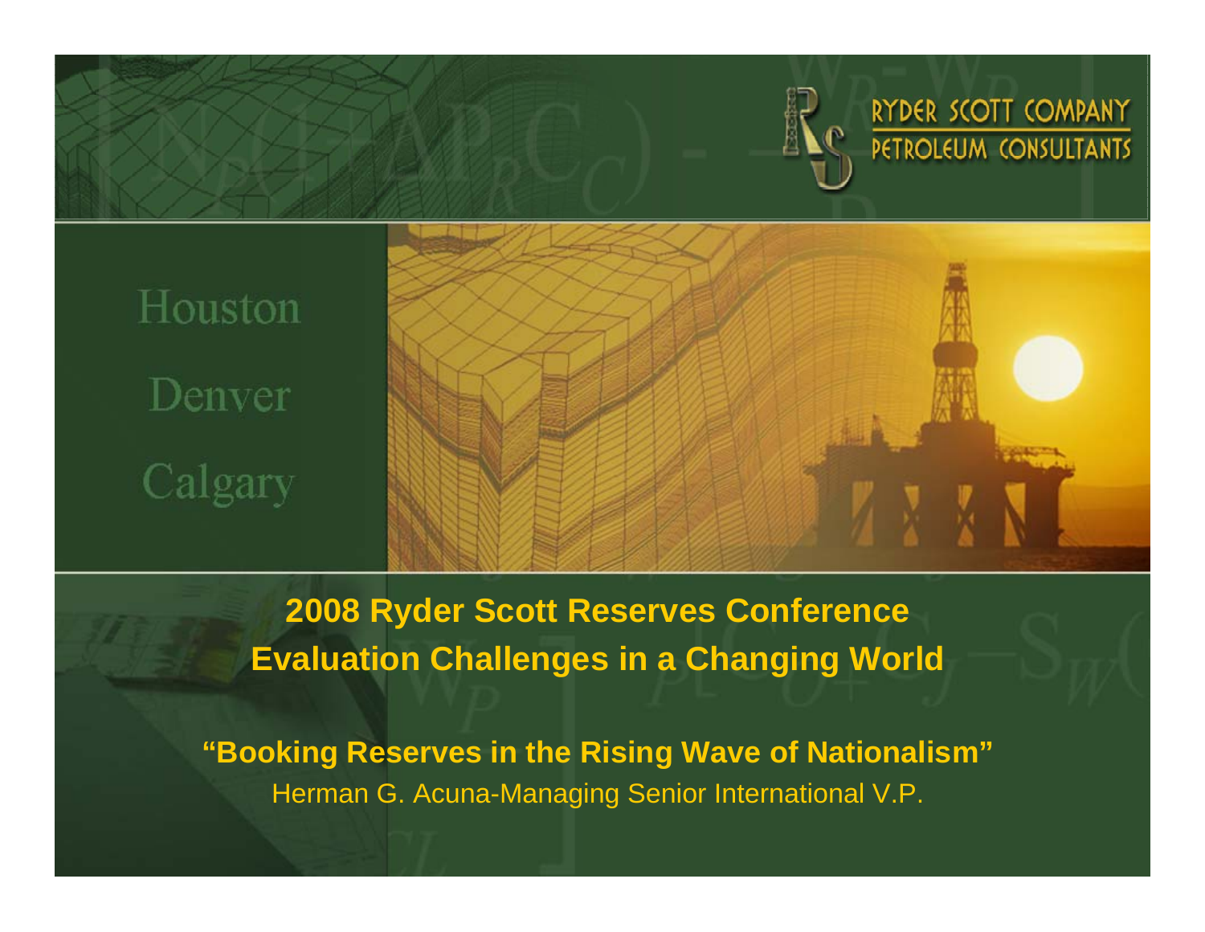RYDER SCOTT COMPANY
PETROLEUM CONSULTANTS

Houston

Denver

Calgary

# 2008 Ryder Scott Reserves Conference
# Evaluation Challenges in a Changing World

## "Booking Reserves in the Rising Wave of Nationalism"

Herman G. Acuna-Managing Senior International V.P.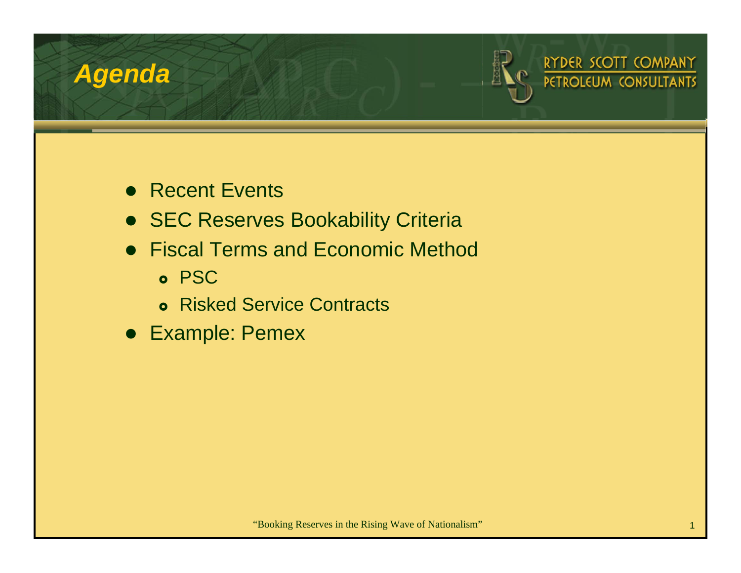# Agenda

- Recent Events
- SEC Reserves Bookability Criteria
- Fiscal Terms and Economic Method
  - PSC
  - Risked Service Contracts
- Example: Pemex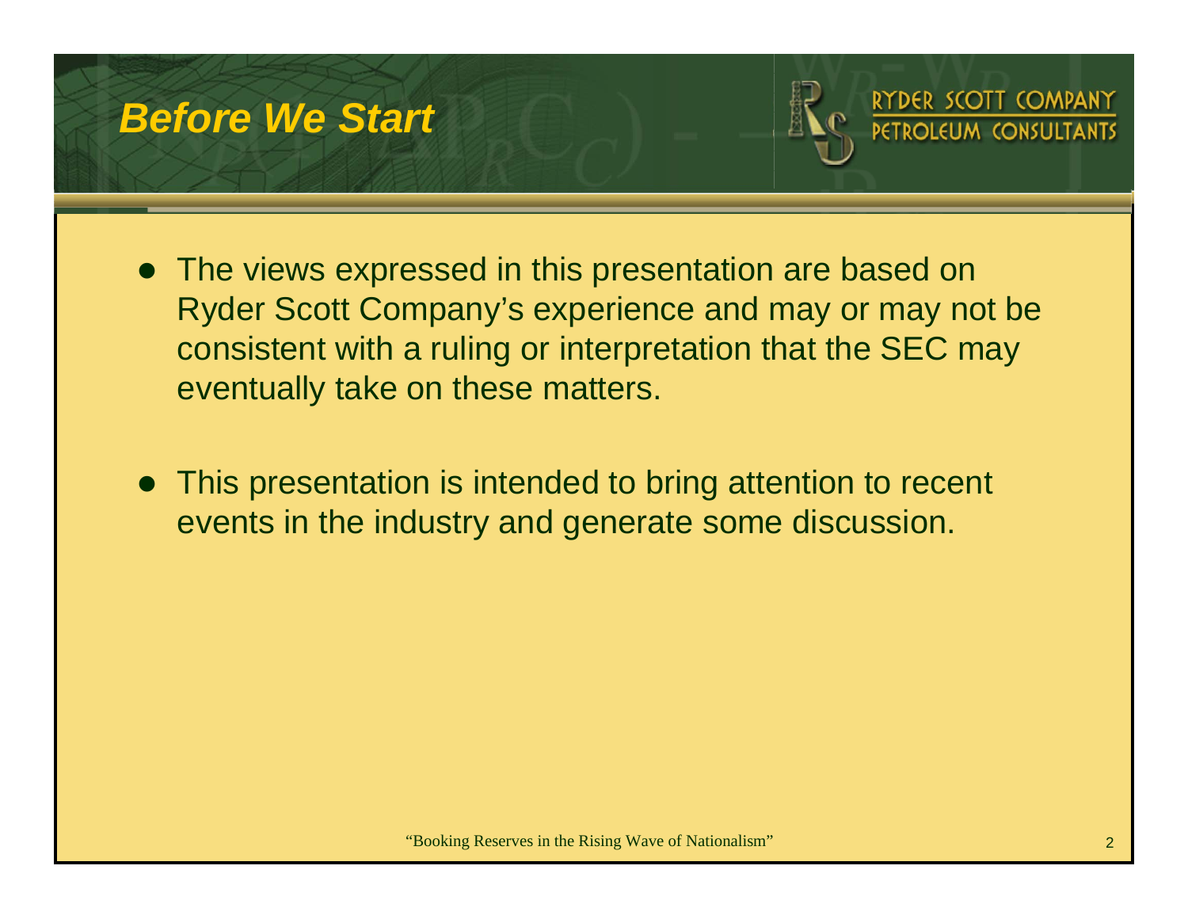# Before We Start

- The views expressed in this presentation are based on Ryder Scott Company's experience and may or may not be consistent with a ruling or interpretation that the SEC may eventually take on these matters.

- This presentation is intended to bring attention to recent events in the industry and generate some discussion.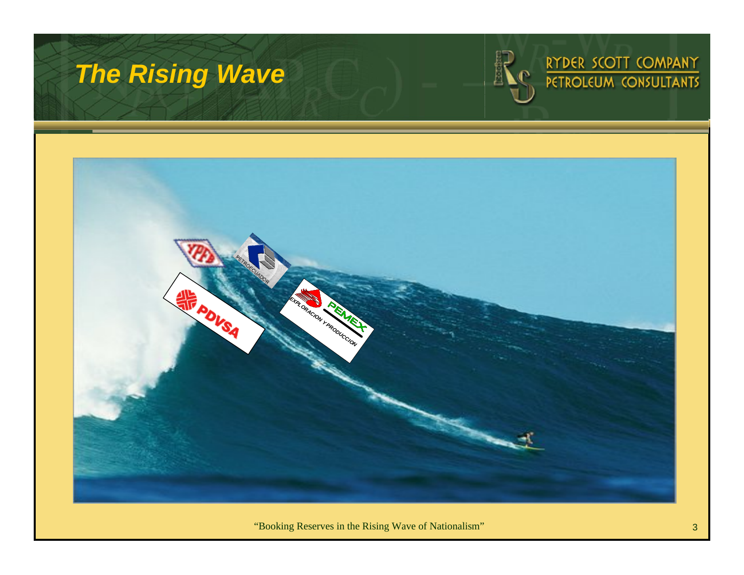# The Rising Wave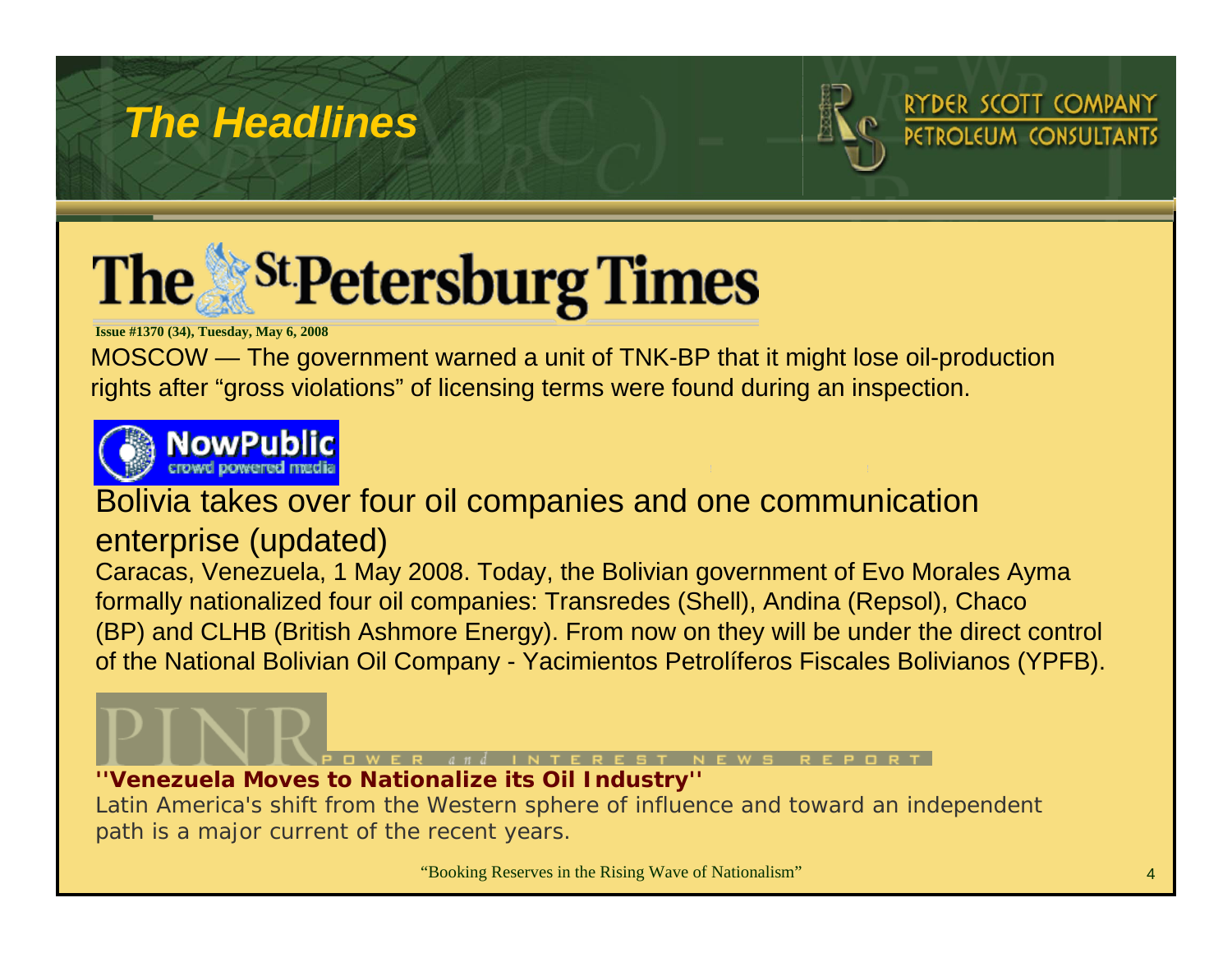# The Headlines

**The St. Petersburg Times**

**Issue #1370 (34), Tuesday, May 6, 2008**

MOSCOW — The government warned a unit of TNK-BP that it might lose oil-production rights after "gross violations" of licensing terms were found during an inspection.

**NowPublic** crowd powered media

## Bolivia takes over four oil companies and one communication enterprise (updated)

Caracas, Venezuela, 1 May 2008. Today, the Bolivian government of Evo Morales Ayma formally nationalized four oil companies: Transredes (Shell), Andina (Repsol), Chaco (BP) and CLHB (British Ashmore Energy). From now on they will be under the direct control of the National Bolivian Oil Company - Yacimientos Petrolíferos Fiscales Bolivianos (YPFB).

**PINR** POWER and INTEREST NEWS REPORT

**"Venezuela Moves to Nationalize its Oil Industry"**

Latin America's shift from the Western sphere of influence and toward an independent path is a major current of the recent years.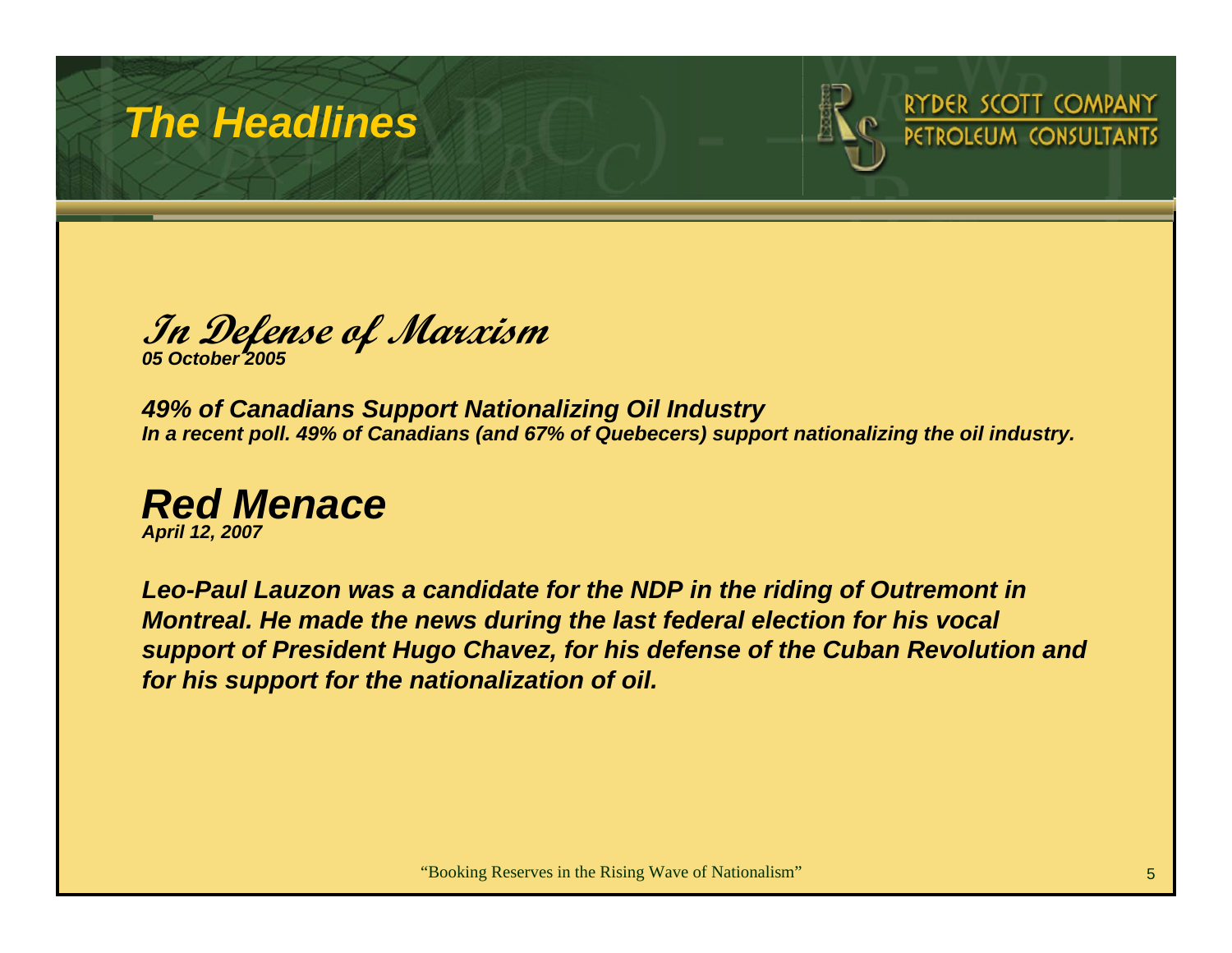# The Headlines

***In Defense of Marxism***
***05 October 2005***

***49% of Canadians Support Nationalizing Oil Industry***
***In a recent poll. 49% of Canadians (and 67% of Quebecers) support nationalizing the oil industry.***

## *Red Menace*

***April 12, 2007***

***Leo-Paul Lauzon was a candidate for the NDP in the riding of Outremont in Montreal. He made the news during the last federal election for his vocal support of President Hugo Chavez, for his defense of the Cuban Revolution and for his support for the nationalization of oil.***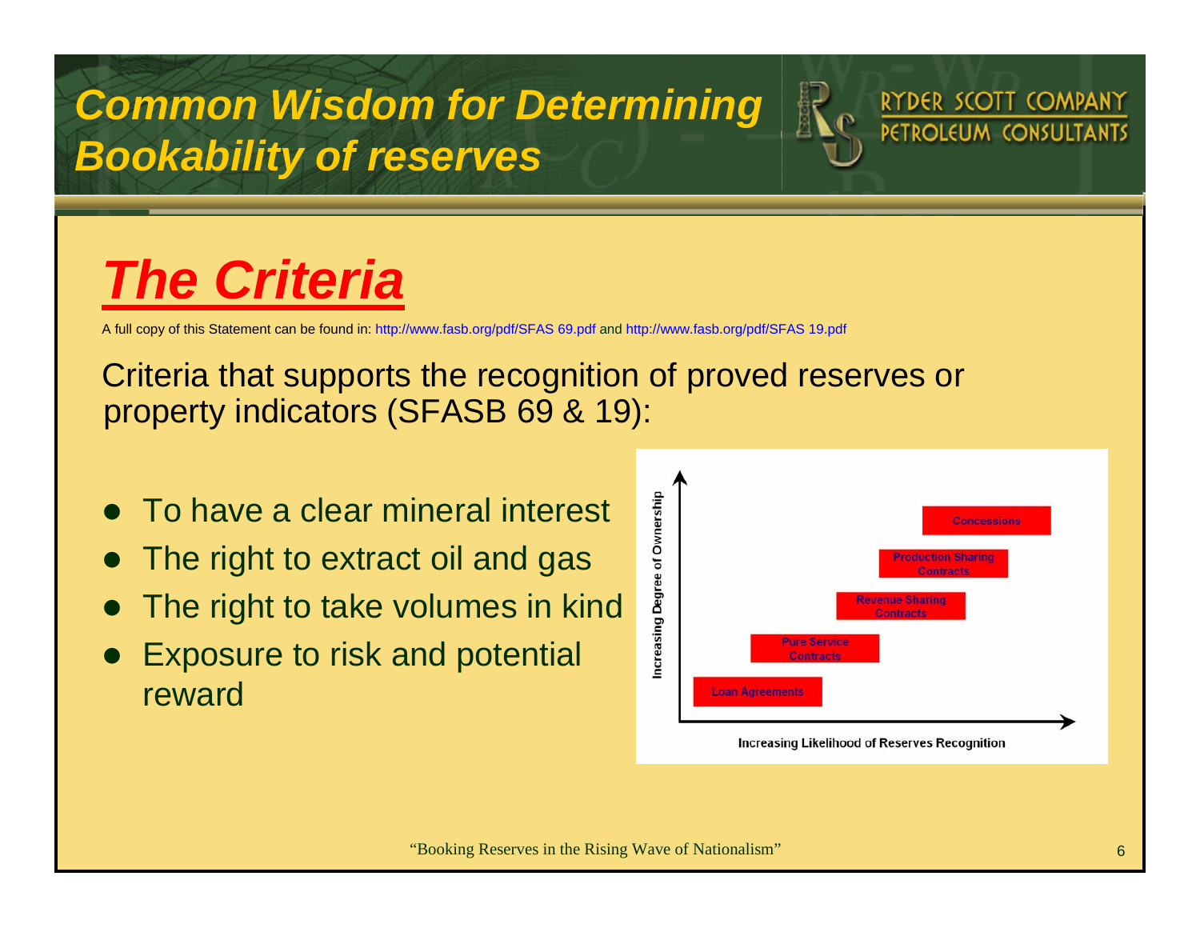# Common Wisdom for Determining Bookability of reserves

## The Criteria

A full copy of this Statement can be found in: http://www.fasb.org/pdf/SFAS 69.pdf and http://www.fasb.org/pdf/SFAS 19.pdf

Criteria that supports the recognition of proved reserves or property indicators (SFASB 69 & 19):

- To have a clear mineral interest
- The right to extract oil and gas
- The right to take volumes in kind
- Exposure to risk and potential reward

Increasing Degree of Ownership (vertical axis) vs. Increasing Likelihood of Reserves Recognition (horizontal axis):

- Loan Agreements
- Pure Service Contracts
- Revenue Sharing Contracts
- Production Sharing Contracts
- Concessions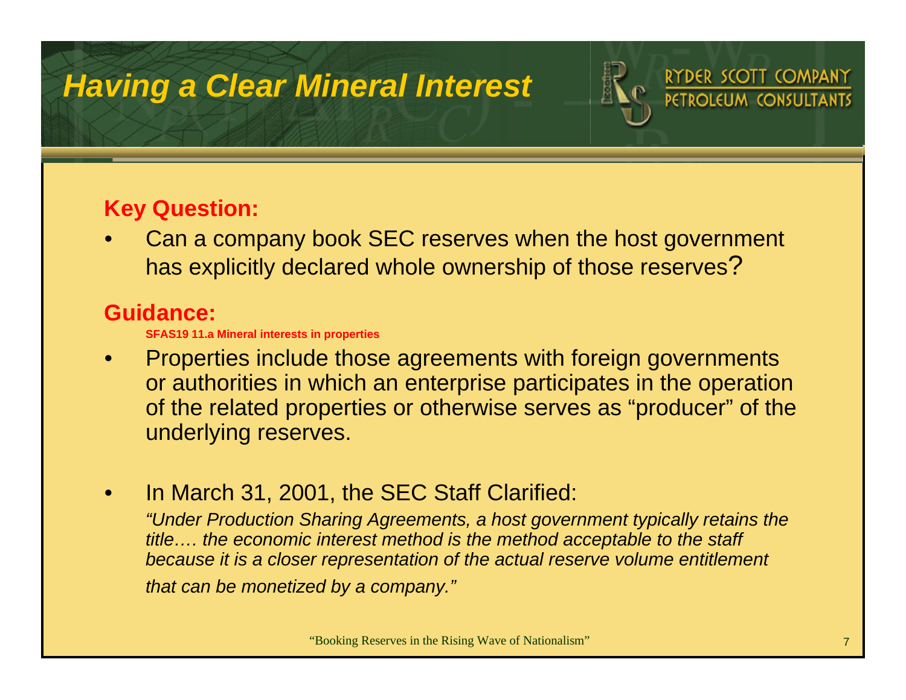# Having a Clear Mineral Interest

**Key Question:**

- Can a company book SEC reserves when the host government has explicitly declared whole ownership of those reserves?

**Guidance:**

**SFAS19 11.a Mineral interests in properties**

- Properties include those agreements with foreign governments or authorities in which an enterprise participates in the operation of the related properties or otherwise serves as "producer" of the underlying reserves.

- In March 31, 2001, the SEC Staff Clarified:

  *"Under Production Sharing Agreements, a host government typically retains the title…. the economic interest method is the method acceptable to the staff because it is a closer representation of the actual reserve volume entitlement that can be monetized by a company."*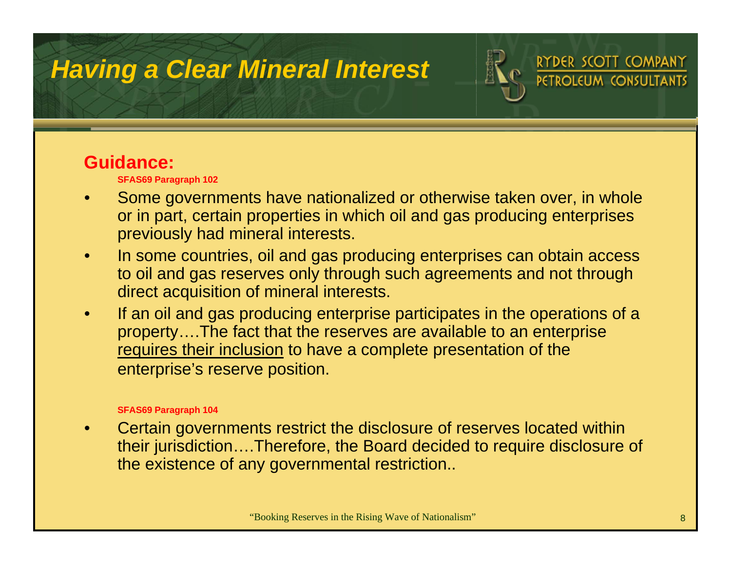# Having a Clear Mineral Interest

## Guidance:

**SFAS69 Paragraph 102**

- Some governments have nationalized or otherwise taken over, in whole or in part, certain properties in which oil and gas producing enterprises previously had mineral interests.
- In some countries, oil and gas producing enterprises can obtain access to oil and gas reserves only through such agreements and not through direct acquisition of mineral interests.
- If an oil and gas producing enterprise participates in the operations of a property….The fact that the reserves are available to an enterprise <u>requires their inclusion</u> to have a complete presentation of the enterprise's reserve position.

**SFAS69 Paragraph 104**

- Certain governments restrict the disclosure of reserves located within their jurisdiction….Therefore, the Board decided to require disclosure of the existence of any governmental restriction..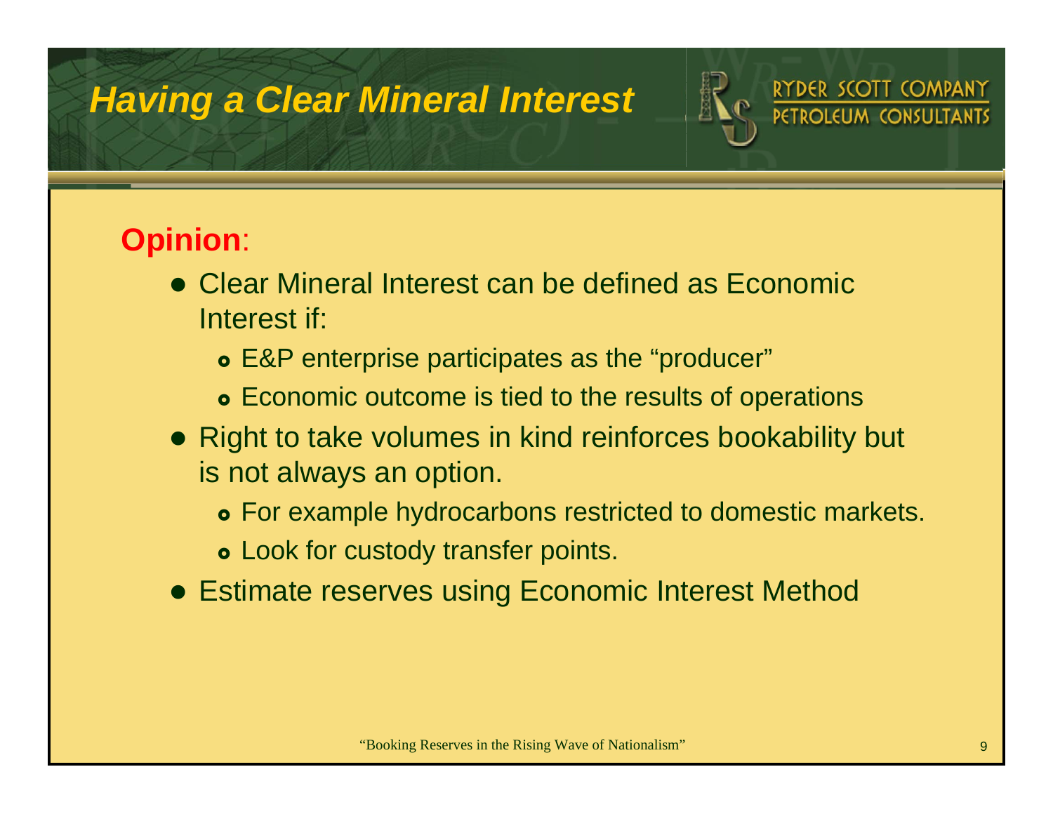# Having a Clear Mineral Interest

**Opinion**:

- Clear Mineral Interest can be defined as Economic Interest if:
  - E&P enterprise participates as the "producer"
  - Economic outcome is tied to the results of operations
- Right to take volumes in kind reinforces bookability but is not always an option.
  - For example hydrocarbons restricted to domestic markets.
  - Look for custody transfer points.
- Estimate reserves using Economic Interest Method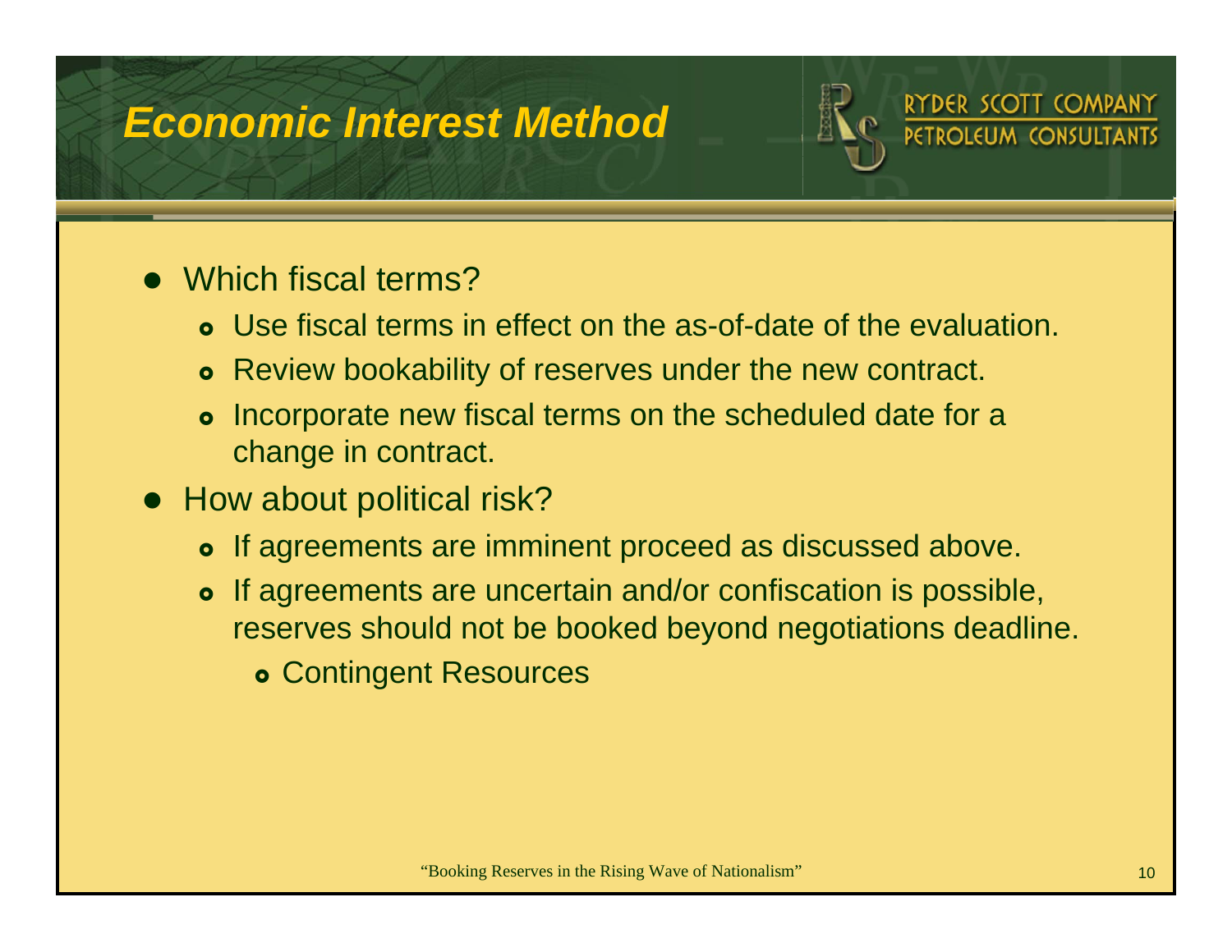## Economic Interest Method

- Which fiscal terms?
  - Use fiscal terms in effect on the as-of-date of the evaluation.
  - Review bookability of reserves under the new contract.
  - Incorporate new fiscal terms on the scheduled date for a change in contract.
- How about political risk?
  - If agreements are imminent proceed as discussed above.
  - If agreements are uncertain and/or confiscation is possible, reserves should not be booked beyond negotiations deadline.
    - Contingent Resources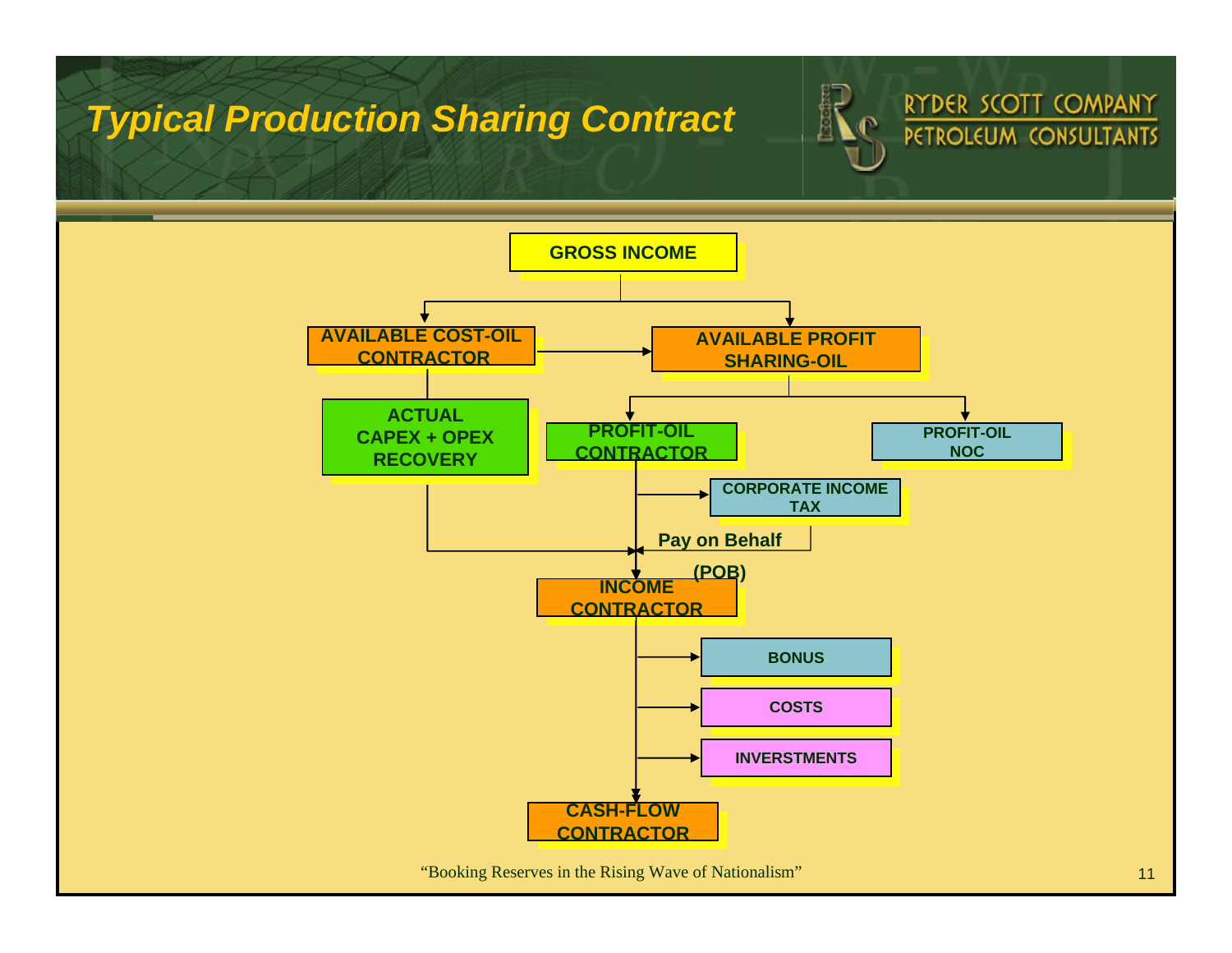# Typical Production Sharing Contract

GROSS INCOME

AVAILABLE COST-OIL CONTRACTOR

AVAILABLE PROFIT SHARING-OIL

ACTUAL CAPEX + OPEX RECOVERY

PROFIT-OIL CONTRACTOR

PROFIT-OIL NOC

CORPORATE INCOME TAX

Pay on Behalf (POB)

INCOME CONTRACTOR

BONUS

COSTS

INVERSTMENTS

CASH-FLOW CONTRACTOR

"Booking Reserves in the Rising Wave of Nationalism"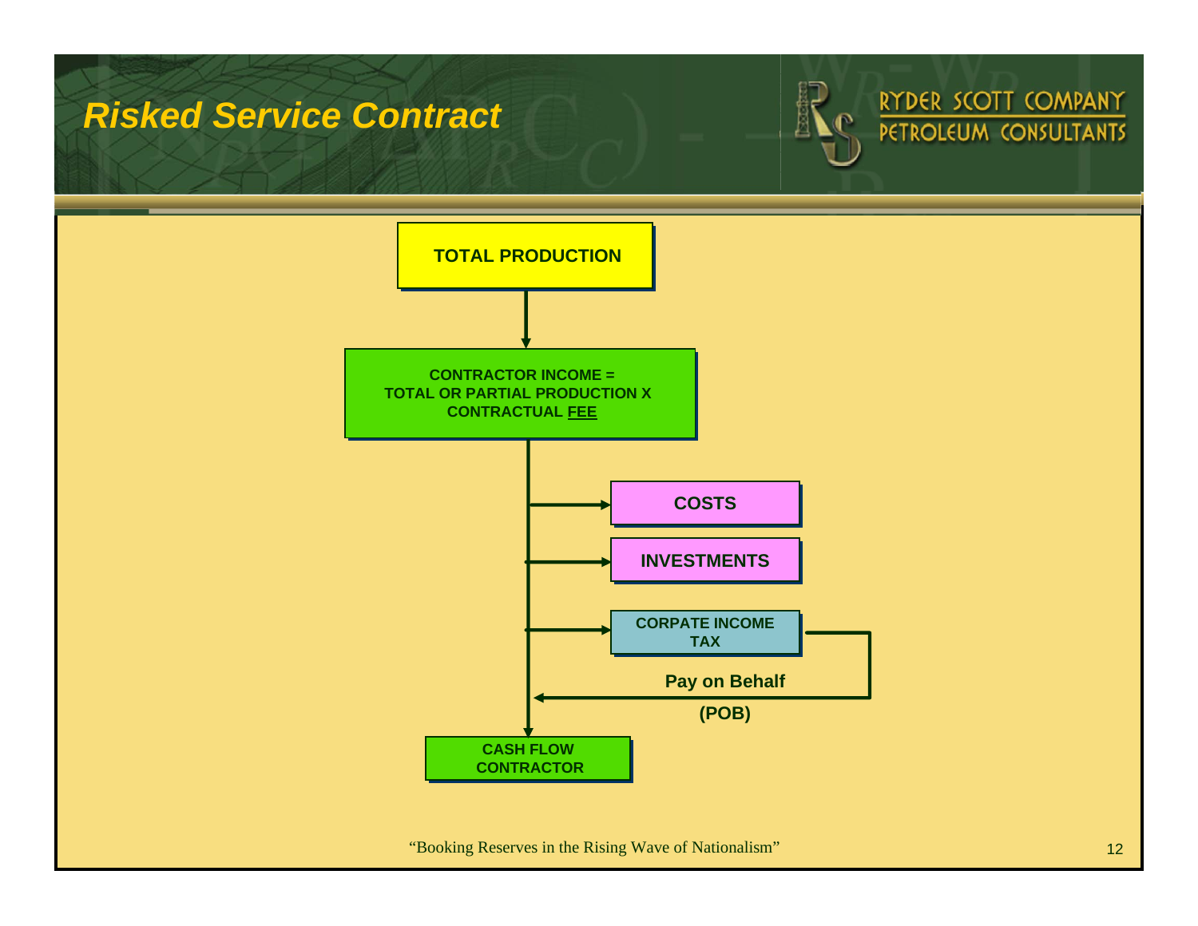# Risked Service Contract

**TOTAL PRODUCTION**

↓

**CONTRACTOR INCOME = TOTAL OR PARTIAL PRODUCTION X CONTRACTUAL FEE**

→ **COSTS**

→ **INVESTMENTS**

→ **CORPATE INCOME TAX**

**Pay on Behalf (POB)**

↓

**CASH FLOW CONTRACTOR**

"Booking Reserves in the Rising Wave of Nationalism"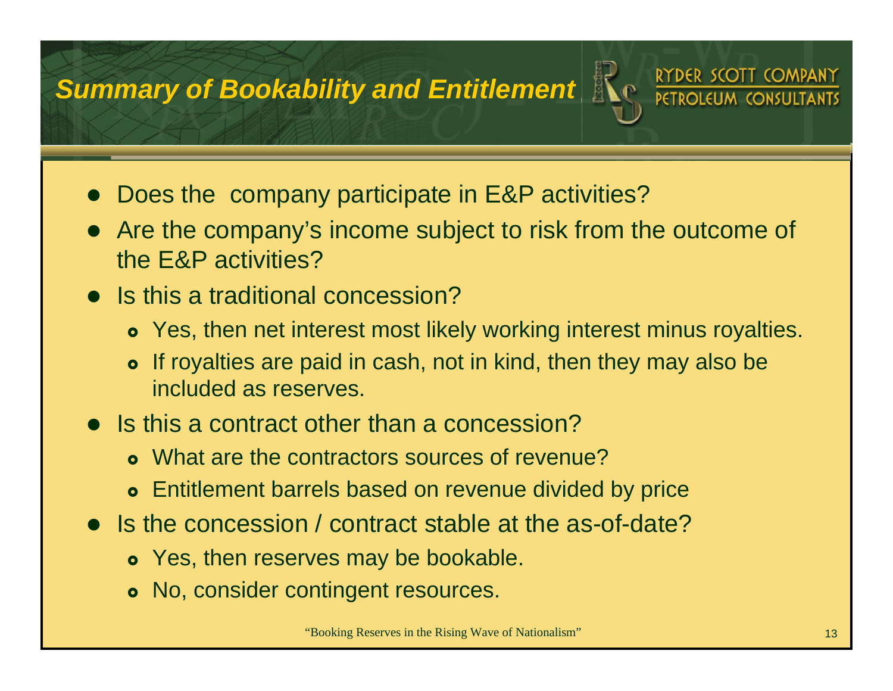## Summary of Bookability and Entitlement

- Does the company participate in E&P activities?
- Are the company's income subject to risk from the outcome of the E&P activities?
- Is this a traditional concession?
  - Yes, then net interest most likely working interest minus royalties.
  - If royalties are paid in cash, not in kind, then they may also be included as reserves.
- Is this a contract other than a concession?
  - What are the contractors sources of revenue?
  - Entitlement barrels based on revenue divided by price
- Is the concession / contract stable at the as-of-date?
  - Yes, then reserves may be bookable.
  - No, consider contingent resources.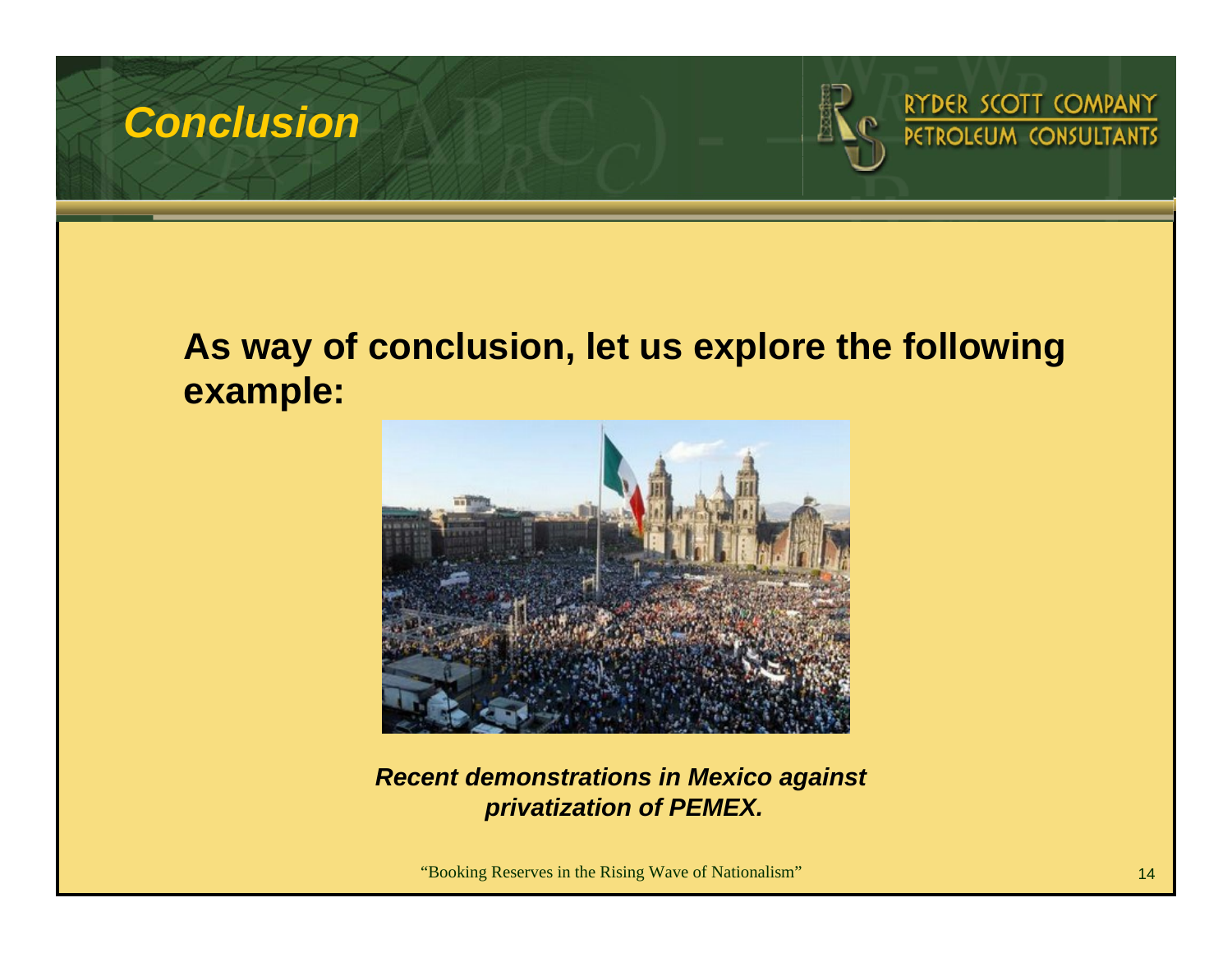# Conclusion

**As way of conclusion, let us explore the following example:**

***Recent demonstrations in Mexico against privatization of PEMEX.***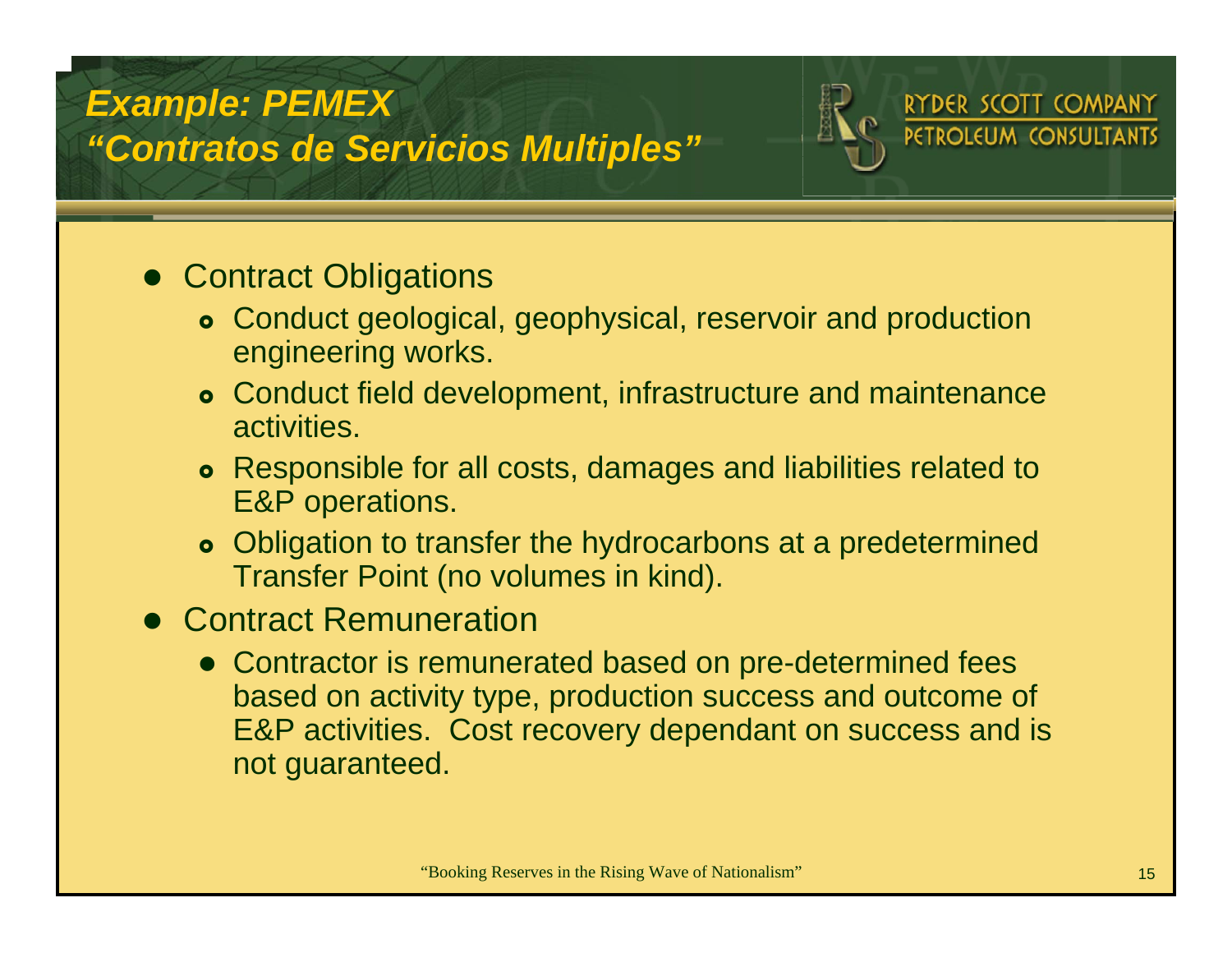# *Example: PEMEX*
# *"Contratos de Servicios Multiples"*

- Contract Obligations
  - Conduct geological, geophysical, reservoir and production engineering works.
  - Conduct field development, infrastructure and maintenance activities.
  - Responsible for all costs, damages and liabilities related to E&P operations.
  - Obligation to transfer the hydrocarbons at a predetermined Transfer Point (no volumes in kind).
- Contract Remuneration
  - Contractor is remunerated based on pre-determined fees based on activity type, production success and outcome of E&P activities. Cost recovery dependant on success and is not guaranteed.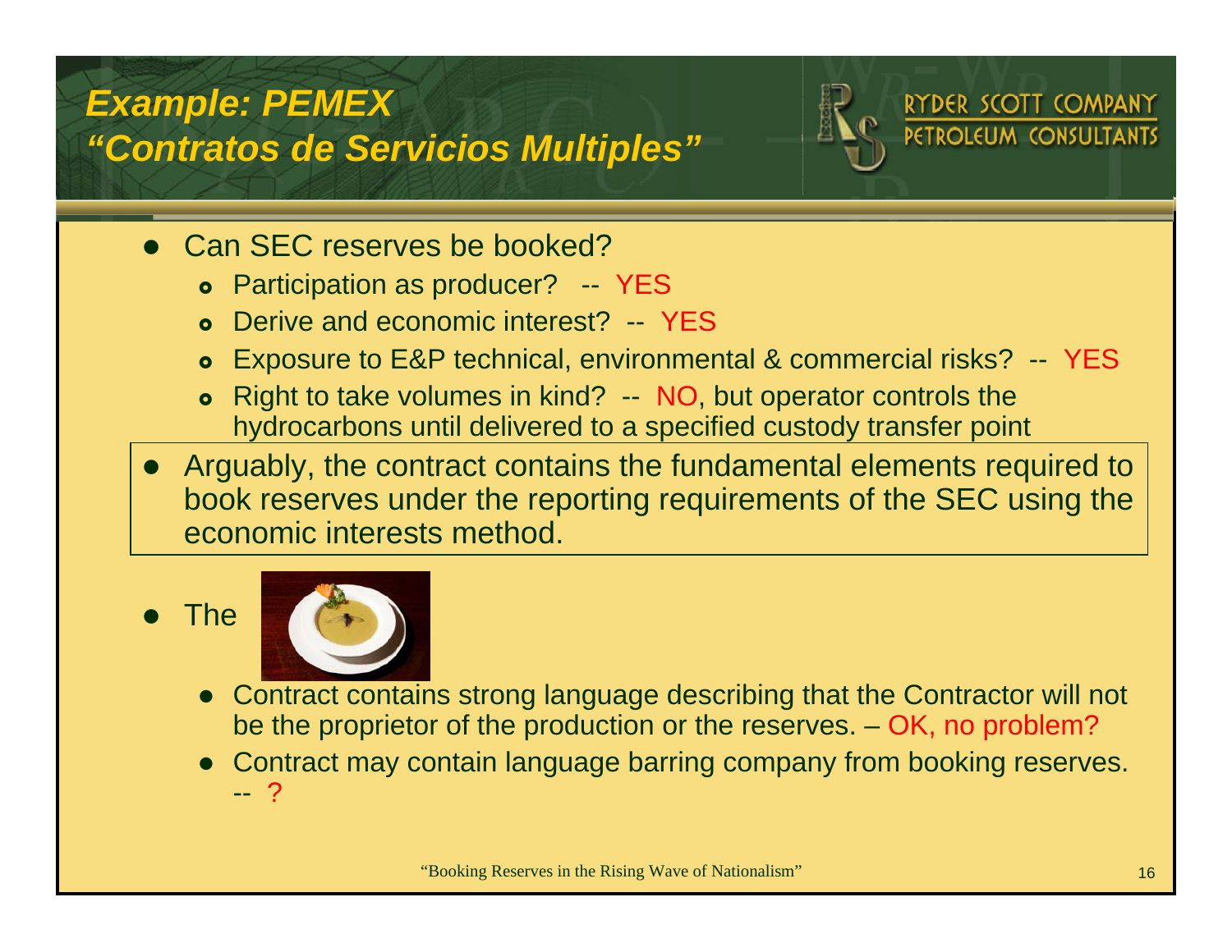# *Example: PEMEX "Contratos de Servicios Multiples"*

- Can SEC reserves be booked?
  - Participation as producer? -- YES
  - Derive and economic interest? -- YES
  - Exposure to E&P technical, environmental & commercial risks? -- YES
  - Right to take volumes in kind? -- NO, but operator controls the hydrocarbons until delivered to a specified custody transfer point
- Arguably, the contract contains the fundamental elements required to book reserves under the reporting requirements of the SEC using the economic interests method.
- The
  - Contract contains strong language describing that the Contractor will not be the proprietor of the production or the reserves. – OK, no problem?
  - Contract may contain language barring company from booking reserves. -- ?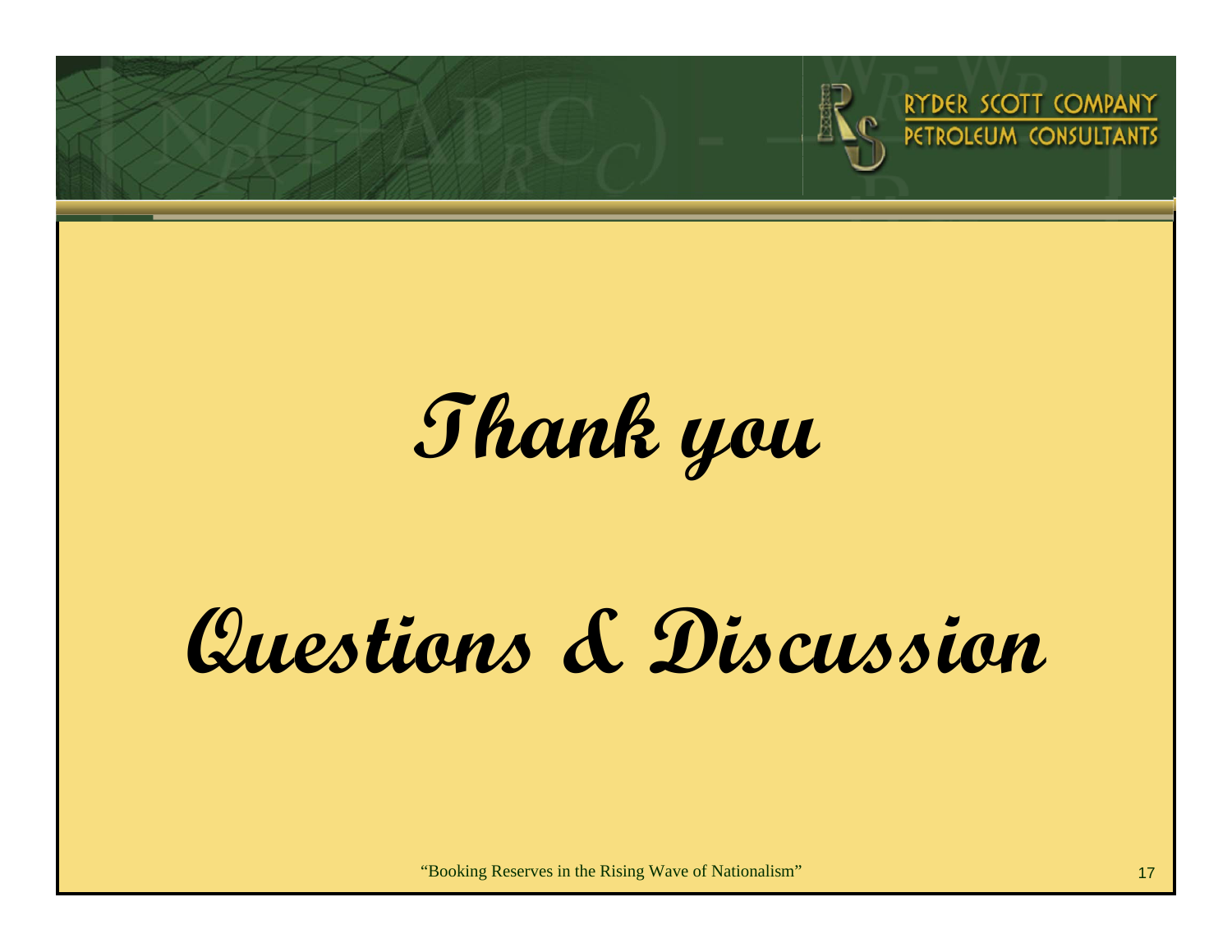# Thank you

# Questions & Discussion